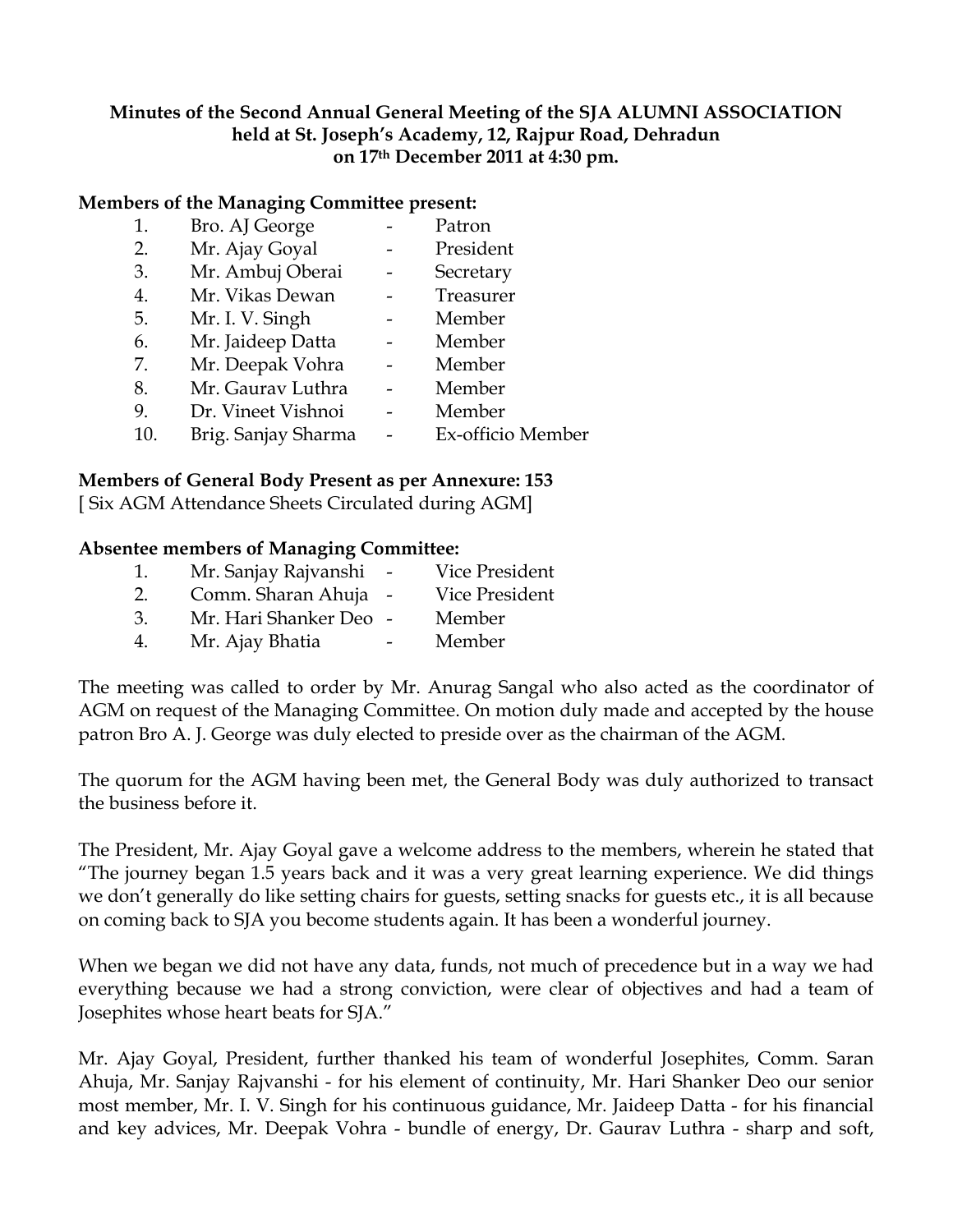**Minutes of the Second Annual General Meeting of the SJA ALUMNI ASSOCIATION held at St. Joseph's Academy, 12, Rajpur Road, Dehradun on 17th December 2011 at 4:30 pm.**

**Members of the Managing Committee present:**

1. Bro. AJ George - Patron
2. Mr. Ajay Goyal - President
3. Mr. Ambuj Oberai - Secretary
4. Mr. Vikas Dewan - Treasurer
5. Mr. I. V. Singh - Member
6. Mr. Jaideep Datta - Member
7. Mr. Deepak Vohra - Member
8. Mr. Gaurav Luthra - Member
9. Dr. Vineet Vishnoi - Member
10. Brig. Sanjay Sharma - Ex-officio Member

**Members of General Body Present as per Annexure: 153**
[ Six AGM Attendance Sheets Circulated during AGM]

**Absentee members of Managing Committee:**

1. Mr. Sanjay Rajvanshi - Vice President
2. Comm. Sharan Ahuja - Vice President
3. Mr. Hari Shanker Deo - Member
4. Mr. Ajay Bhatia - Member

The meeting was called to order by Mr. Anurag Sangal who also acted as the coordinator of AGM on request of the Managing Committee. On motion duly made and accepted by the house patron Bro A. J. George was duly elected to preside over as the chairman of the AGM.

The quorum for the AGM having been met, the General Body was duly authorized to transact the business before it.

The President, Mr. Ajay Goyal gave a welcome address to the members, wherein he stated that "The journey began 1.5 years back and it was a very great learning experience. We did things we don't generally do like setting chairs for guests, setting snacks for guests etc., it is all because on coming back to SJA you become students again. It has been a wonderful journey.

When we began we did not have any data, funds, not much of precedence but in a way we had everything because we had a strong conviction, were clear of objectives and had a team of Josephites whose heart beats for SJA."

Mr. Ajay Goyal, President, further thanked his team of wonderful Josephites, Comm. Saran Ahuja, Mr. Sanjay Rajvanshi - for his element of continuity, Mr. Hari Shanker Deo our senior most member, Mr. I. V. Singh for his continuous guidance, Mr. Jaideep Datta - for his financial and key advices, Mr. Deepak Vohra - bundle of energy, Dr. Gaurav Luthra - sharp and soft,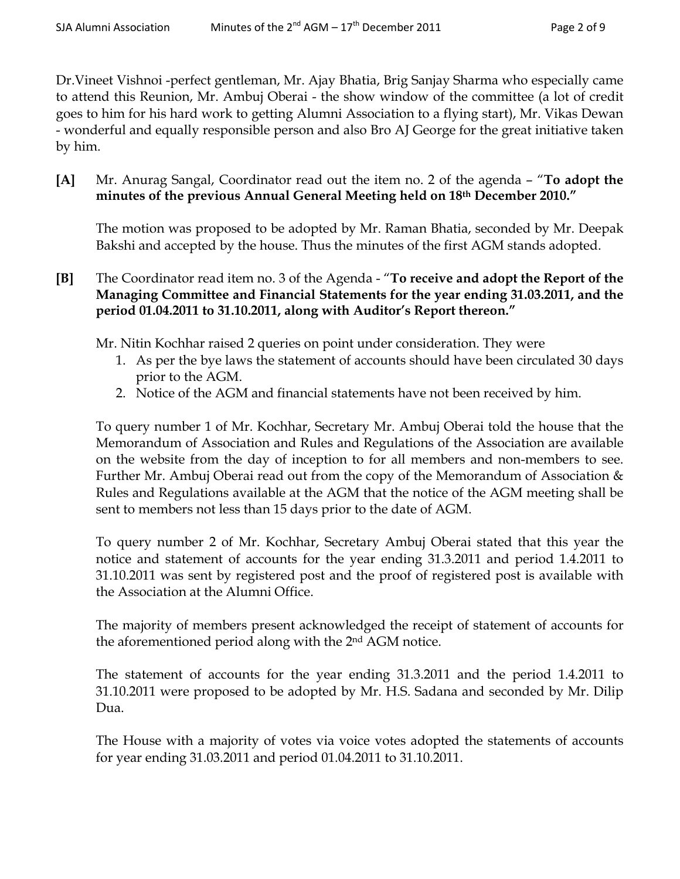Dr.Vineet Vishnoi -perfect gentleman, Mr. Ajay Bhatia, Brig Sanjay Sharma who especially came to attend this Reunion, Mr. Ambuj Oberai - the show window of the committee (a lot of credit goes to him for his hard work to getting Alumni Association to a flying start), Mr. Vikas Dewan - wonderful and equally responsible person and also Bro AJ George for the great initiative taken by him.

**[A]** Mr. Anurag Sangal, Coordinator read out the item no. 2 of the agenda – "**To adopt the minutes of the previous Annual General Meeting held on 18th December 2010."**

The motion was proposed to be adopted by Mr. Raman Bhatia, seconded by Mr. Deepak Bakshi and accepted by the house. Thus the minutes of the first AGM stands adopted.

**[B]** The Coordinator read item no. 3 of the Agenda - "**To receive and adopt the Report of the Managing Committee and Financial Statements for the year ending 31.03.2011, and the period 01.04.2011 to 31.10.2011, along with Auditor's Report thereon."**

Mr. Nitin Kochhar raised 2 queries on point under consideration. They were

1. As per the bye laws the statement of accounts should have been circulated 30 days prior to the AGM.
2. Notice of the AGM and financial statements have not been received by him.

To query number 1 of Mr. Kochhar, Secretary Mr. Ambuj Oberai told the house that the Memorandum of Association and Rules and Regulations of the Association are available on the website from the day of inception to for all members and non-members to see. Further Mr. Ambuj Oberai read out from the copy of the Memorandum of Association & Rules and Regulations available at the AGM that the notice of the AGM meeting shall be sent to members not less than 15 days prior to the date of AGM.

To query number 2 of Mr. Kochhar, Secretary Ambuj Oberai stated that this year the notice and statement of accounts for the year ending 31.3.2011 and period 1.4.2011 to 31.10.2011 was sent by registered post and the proof of registered post is available with the Association at the Alumni Office.

The majority of members present acknowledged the receipt of statement of accounts for the aforementioned period along with the 2nd AGM notice.

The statement of accounts for the year ending 31.3.2011 and the period 1.4.2011 to 31.10.2011 were proposed to be adopted by Mr. H.S. Sadana and seconded by Mr. Dilip Dua.

The House with a majority of votes via voice votes adopted the statements of accounts for year ending 31.03.2011 and period 01.04.2011 to 31.10.2011.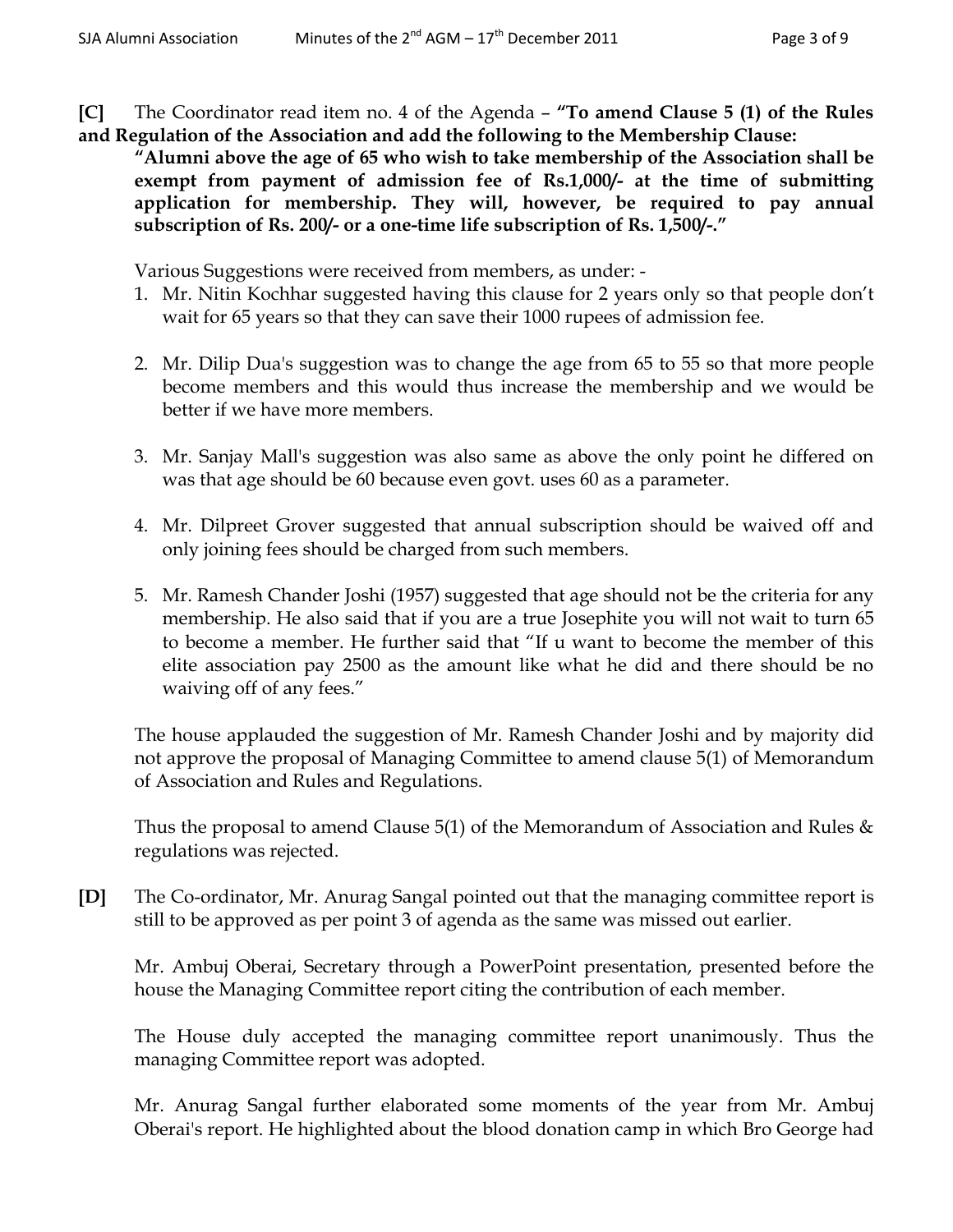**[C]** The Coordinator read item no. 4 of the Agenda – **"To amend Clause 5 (1) of the Rules and Regulation of the Association and add the following to the Membership Clause:**

**"Alumni above the age of 65 who wish to take membership of the Association shall be exempt from payment of admission fee of Rs.1,000/- at the time of submitting application for membership. They will, however, be required to pay annual subscription of Rs. 200/- or a one-time life subscription of Rs. 1,500/-."**

Various Suggestions were received from members, as under: -

1. Mr. Nitin Kochhar suggested having this clause for 2 years only so that people don't wait for 65 years so that they can save their 1000 rupees of admission fee.

2. Mr. Dilip Dua's suggestion was to change the age from 65 to 55 so that more people become members and this would thus increase the membership and we would be better if we have more members.

3. Mr. Sanjay Mall's suggestion was also same as above the only point he differed on was that age should be 60 because even govt. uses 60 as a parameter.

4. Mr. Dilpreet Grover suggested that annual subscription should be waived off and only joining fees should be charged from such members.

5. Mr. Ramesh Chander Joshi (1957) suggested that age should not be the criteria for any membership. He also said that if you are a true Josephite you will not wait to turn 65 to become a member. He further said that "If u want to become the member of this elite association pay 2500 as the amount like what he did and there should be no waiving off of any fees."

The house applauded the suggestion of Mr. Ramesh Chander Joshi and by majority did not approve the proposal of Managing Committee to amend clause 5(1) of Memorandum of Association and Rules and Regulations.

Thus the proposal to amend Clause 5(1) of the Memorandum of Association and Rules & regulations was rejected.

**[D]** The Co-ordinator, Mr. Anurag Sangal pointed out that the managing committee report is still to be approved as per point 3 of agenda as the same was missed out earlier.

Mr. Ambuj Oberai, Secretary through a PowerPoint presentation, presented before the house the Managing Committee report citing the contribution of each member.

The House duly accepted the managing committee report unanimously. Thus the managing Committee report was adopted.

Mr. Anurag Sangal further elaborated some moments of the year from Mr. Ambuj Oberai's report. He highlighted about the blood donation camp in which Bro George had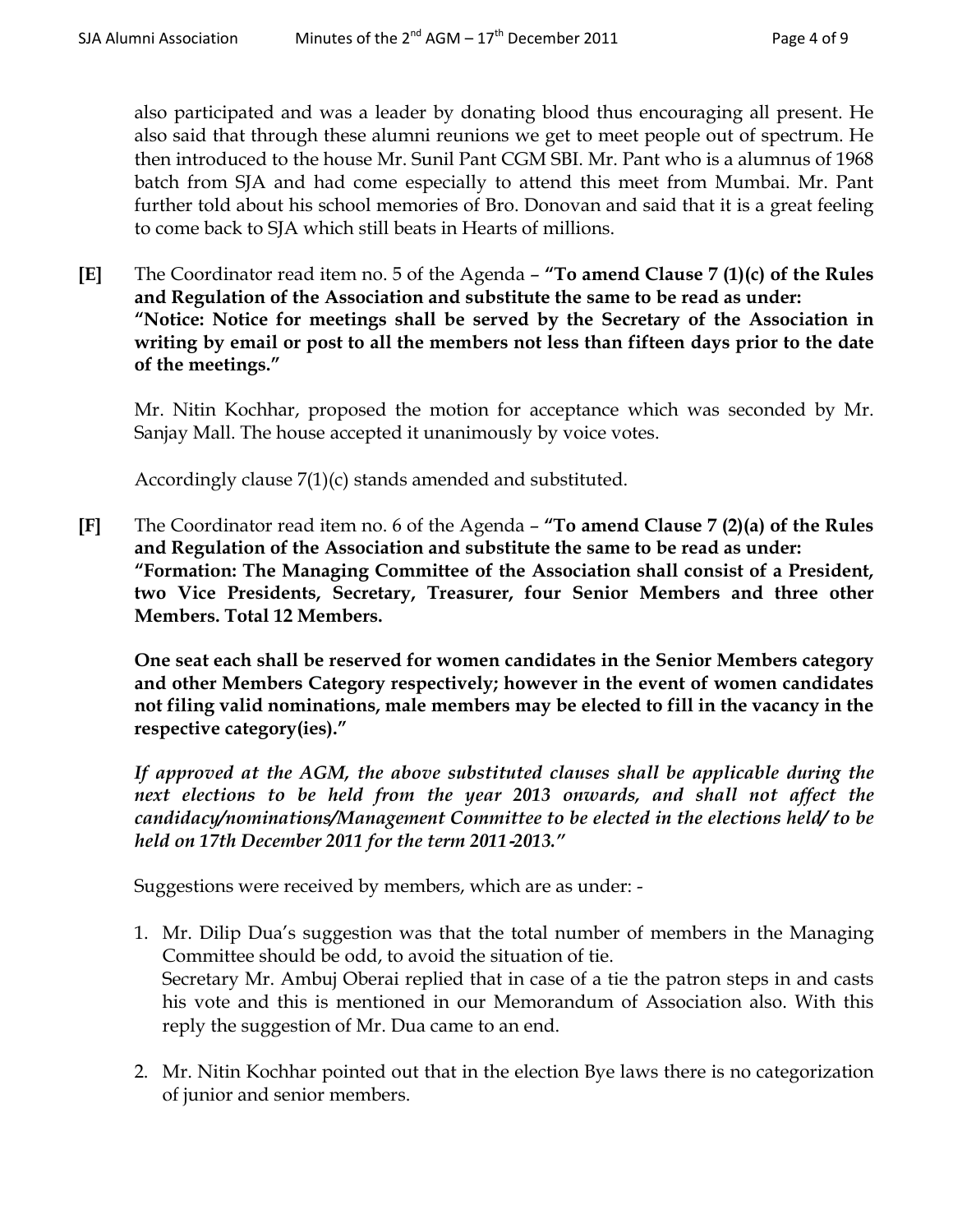also participated and was a leader by donating blood thus encouraging all present. He also said that through these alumni reunions we get to meet people out of spectrum. He then introduced to the house Mr. Sunil Pant CGM SBI. Mr. Pant who is a alumnus of 1968 batch from SJA and had come especially to attend this meet from Mumbai. Mr. Pant further told about his school memories of Bro. Donovan and said that it is a great feeling to come back to SJA which still beats in Hearts of millions.

**[E]** The Coordinator read item no. 5 of the Agenda – **"To amend Clause 7 (1)(c) of the Rules and Regulation of the Association and substitute the same to be read as under: "Notice: Notice for meetings shall be served by the Secretary of the Association in writing by email or post to all the members not less than fifteen days prior to the date of the meetings."**

Mr. Nitin Kochhar, proposed the motion for acceptance which was seconded by Mr. Sanjay Mall. The house accepted it unanimously by voice votes.

Accordingly clause 7(1)(c) stands amended and substituted.

**[F]** The Coordinator read item no. 6 of the Agenda – **"To amend Clause 7 (2)(a) of the Rules and Regulation of the Association and substitute the same to be read as under: "Formation: The Managing Committee of the Association shall consist of a President, two Vice Presidents, Secretary, Treasurer, four Senior Members and three other Members. Total 12 Members.**

**One seat each shall be reserved for women candidates in the Senior Members category and other Members Category respectively; however in the event of women candidates not filing valid nominations, male members may be elected to fill in the vacancy in the respective category(ies)."**

***If approved at the AGM, the above substituted clauses shall be applicable during the next elections to be held from the year 2013 onwards, and shall not affect the candidacy/nominations/Management Committee to be elected in the elections held/ to be held on 17th December 2011 for the term 2011-2013."***

Suggestions were received by members, which are as under: -

1. Mr. Dilip Dua's suggestion was that the total number of members in the Managing Committee should be odd, to avoid the situation of tie.
   Secretary Mr. Ambuj Oberai replied that in case of a tie the patron steps in and casts his vote and this is mentioned in our Memorandum of Association also. With this reply the suggestion of Mr. Dua came to an end.

2. Mr. Nitin Kochhar pointed out that in the election Bye laws there is no categorization of junior and senior members.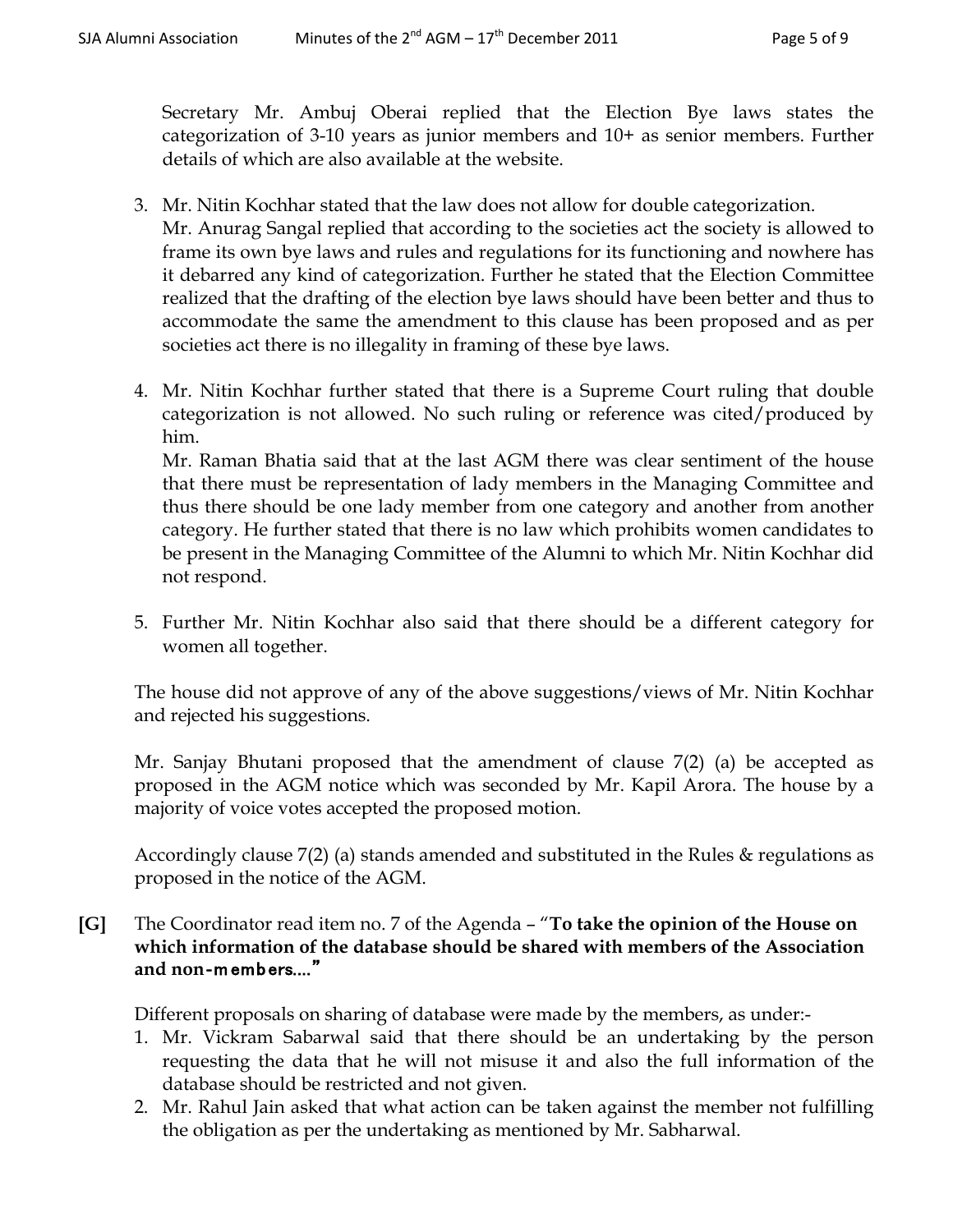Secretary Mr. Ambuj Oberai replied that the Election Bye laws states the categorization of 3-10 years as junior members and 10+ as senior members. Further details of which are also available at the website.

3. Mr. Nitin Kochhar stated that the law does not allow for double categorization.
   Mr. Anurag Sangal replied that according to the societies act the society is allowed to frame its own bye laws and rules and regulations for its functioning and nowhere has it debarred any kind of categorization. Further he stated that the Election Committee realized that the drafting of the election bye laws should have been better and thus to accommodate the same the amendment to this clause has been proposed and as per societies act there is no illegality in framing of these bye laws.

4. Mr. Nitin Kochhar further stated that there is a Supreme Court ruling that double categorization is not allowed. No such ruling or reference was cited/produced by him.
   Mr. Raman Bhatia said that at the last AGM there was clear sentiment of the house that there must be representation of lady members in the Managing Committee and thus there should be one lady member from one category and another from another category. He further stated that there is no law which prohibits women candidates to be present in the Managing Committee of the Alumni to which Mr. Nitin Kochhar did not respond.

5. Further Mr. Nitin Kochhar also said that there should be a different category for women all together.

The house did not approve of any of the above suggestions/views of Mr. Nitin Kochhar and rejected his suggestions.

Mr. Sanjay Bhutani proposed that the amendment of clause 7(2) (a) be accepted as proposed in the AGM notice which was seconded by Mr. Kapil Arora. The house by a majority of voice votes accepted the proposed motion.

Accordingly clause 7(2) (a) stands amended and substituted in the Rules & regulations as proposed in the notice of the AGM.

**[G]** The Coordinator read item no. 7 of the Agenda – "**To take the opinion of the House on which information of the database should be shared with members of the Association and non-members....**"

Different proposals on sharing of database were made by the members, as under:-

1. Mr. Vickram Sabarwal said that there should be an undertaking by the person requesting the data that he will not misuse it and also the full information of the database should be restricted and not given.
2. Mr. Rahul Jain asked that what action can be taken against the member not fulfilling the obligation as per the undertaking as mentioned by Mr. Sabharwal.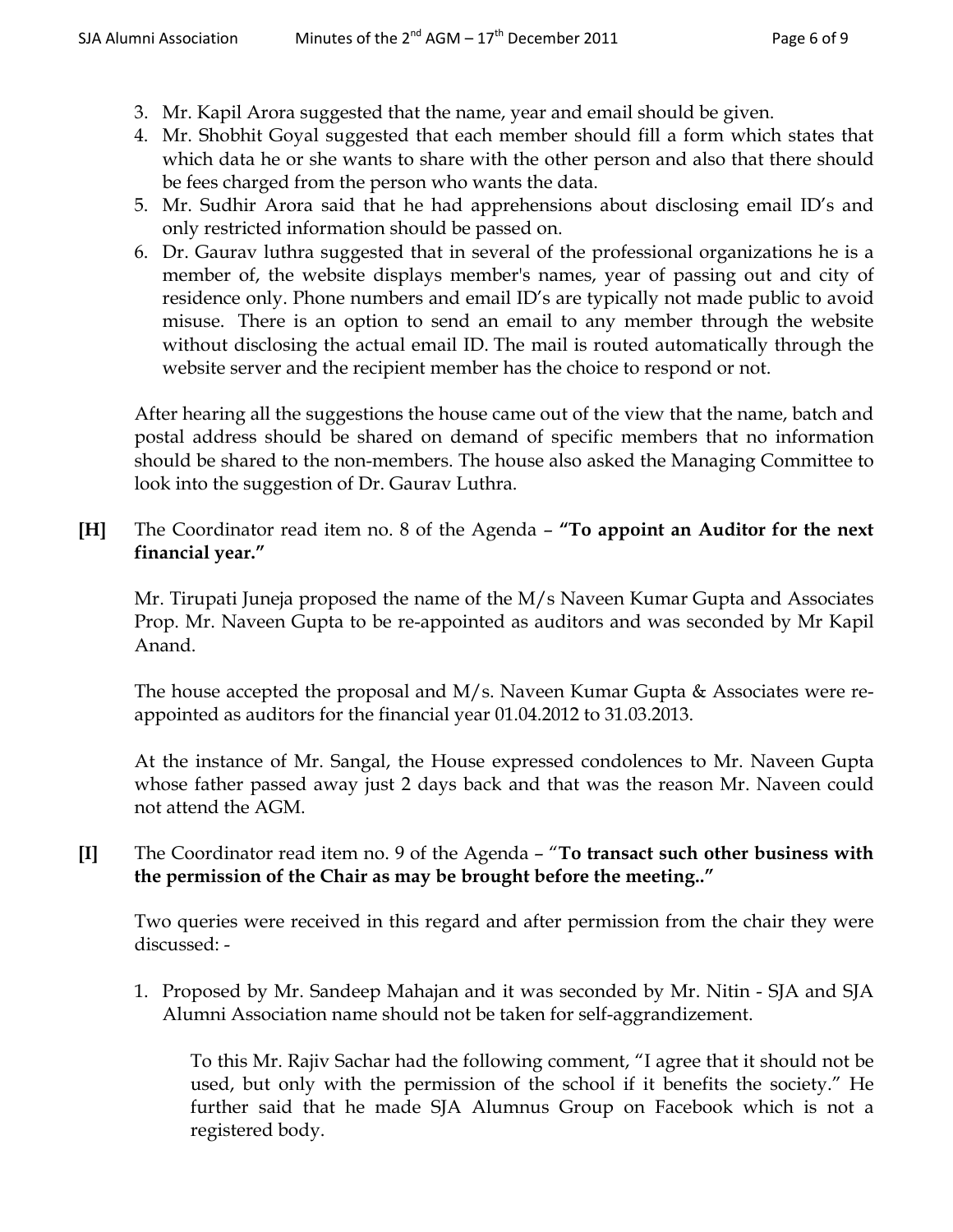3. Mr. Kapil Arora suggested that the name, year and email should be given.
4. Mr. Shobhit Goyal suggested that each member should fill a form which states that which data he or she wants to share with the other person and also that there should be fees charged from the person who wants the data.
5. Mr. Sudhir Arora said that he had apprehensions about disclosing email ID's and only restricted information should be passed on.
6. Dr. Gaurav luthra suggested that in several of the professional organizations he is a member of, the website displays member's names, year of passing out and city of residence only. Phone numbers and email ID's are typically not made public to avoid misuse. There is an option to send an email to any member through the website without disclosing the actual email ID. The mail is routed automatically through the website server and the recipient member has the choice to respond or not.

After hearing all the suggestions the house came out of the view that the name, batch and postal address should be shared on demand of specific members that no information should be shared to the non-members. The house also asked the Managing Committee to look into the suggestion of Dr. Gaurav Luthra.

**[H]** The Coordinator read item no. 8 of the Agenda – **"To appoint an Auditor for the next financial year."**

Mr. Tirupati Juneja proposed the name of the M/s Naveen Kumar Gupta and Associates Prop. Mr. Naveen Gupta to be re-appointed as auditors and was seconded by Mr Kapil Anand.

The house accepted the proposal and M/s. Naveen Kumar Gupta & Associates were re-appointed as auditors for the financial year 01.04.2012 to 31.03.2013.

At the instance of Mr. Sangal, the House expressed condolences to Mr. Naveen Gupta whose father passed away just 2 days back and that was the reason Mr. Naveen could not attend the AGM.

**[I]** The Coordinator read item no. 9 of the Agenda – "**To transact such other business with the permission of the Chair as may be brought before the meeting..**"

Two queries were received in this regard and after permission from the chair they were discussed: -

1. Proposed by Mr. Sandeep Mahajan and it was seconded by Mr. Nitin - SJA and SJA Alumni Association name should not be taken for self-aggrandizement.

   To this Mr. Rajiv Sachar had the following comment, "I agree that it should not be used, but only with the permission of the school if it benefits the society." He further said that he made SJA Alumnus Group on Facebook which is not a registered body.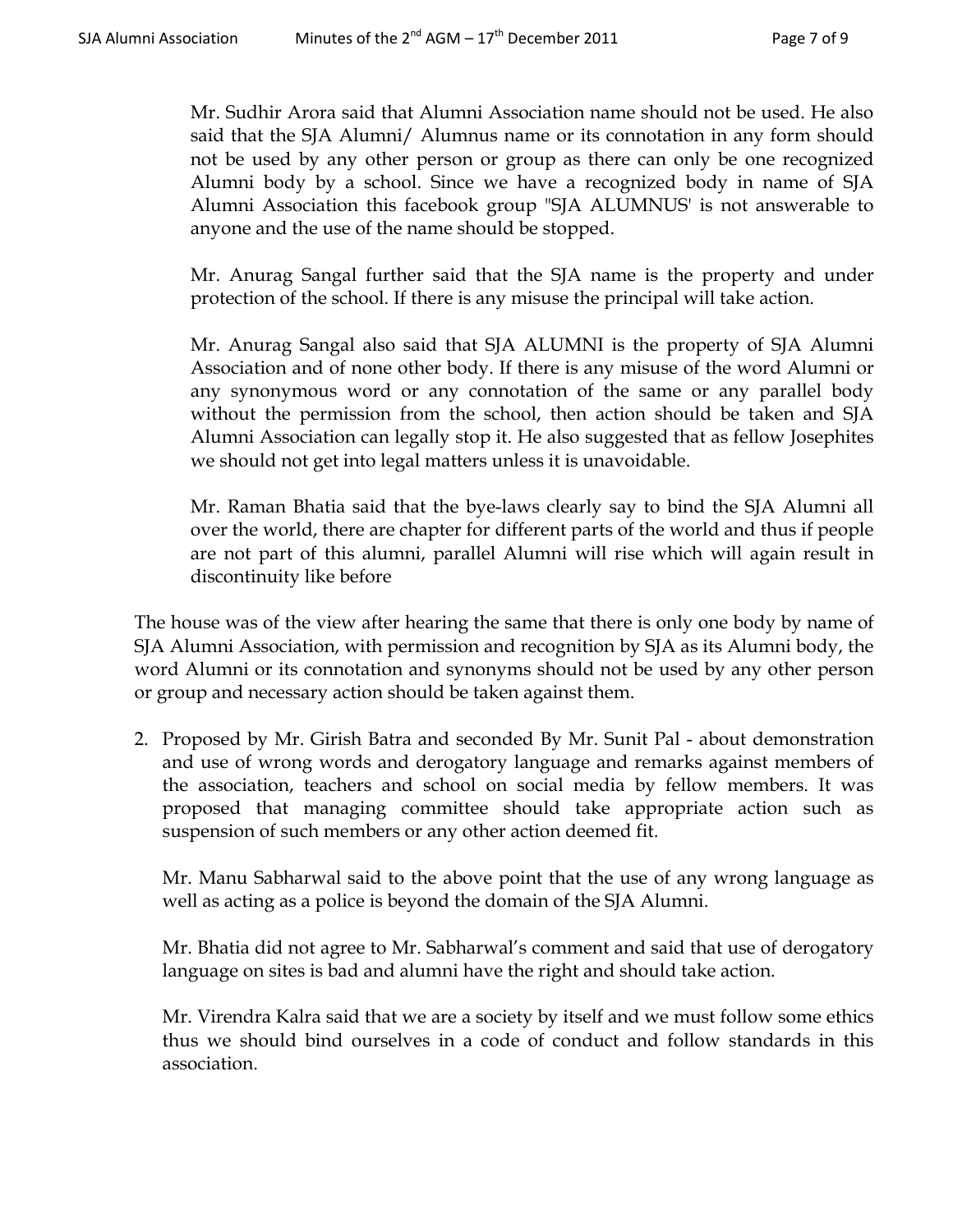Mr. Sudhir Arora said that Alumni Association name should not be used. He also said that the SJA Alumni/ Alumnus name or its connotation in any form should not be used by any other person or group as there can only be one recognized Alumni body by a school. Since we have a recognized body in name of SJA Alumni Association this facebook group "SJA ALUMNUS' is not answerable to anyone and the use of the name should be stopped.

Mr. Anurag Sangal further said that the SJA name is the property and under protection of the school. If there is any misuse the principal will take action.

Mr. Anurag Sangal also said that SJA ALUMNI is the property of SJA Alumni Association and of none other body. If there is any misuse of the word Alumni or any synonymous word or any connotation of the same or any parallel body without the permission from the school, then action should be taken and SJA Alumni Association can legally stop it. He also suggested that as fellow Josephites we should not get into legal matters unless it is unavoidable.

Mr. Raman Bhatia said that the bye-laws clearly say to bind the SJA Alumni all over the world, there are chapter for different parts of the world and thus if people are not part of this alumni, parallel Alumni will rise which will again result in discontinuity like before

The house was of the view after hearing the same that there is only one body by name of SJA Alumni Association, with permission and recognition by SJA as its Alumni body, the word Alumni or its connotation and synonyms should not be used by any other person or group and necessary action should be taken against them.

2. Proposed by Mr. Girish Batra and seconded By Mr. Sunit Pal - about demonstration and use of wrong words and derogatory language and remarks against members of the association, teachers and school on social media by fellow members. It was proposed that managing committee should take appropriate action such as suspension of such members or any other action deemed fit.

   Mr. Manu Sabharwal said to the above point that the use of any wrong language as well as acting as a police is beyond the domain of the SJA Alumni.

   Mr. Bhatia did not agree to Mr. Sabharwal's comment and said that use of derogatory language on sites is bad and alumni have the right and should take action.

   Mr. Virendra Kalra said that we are a society by itself and we must follow some ethics thus we should bind ourselves in a code of conduct and follow standards in this association.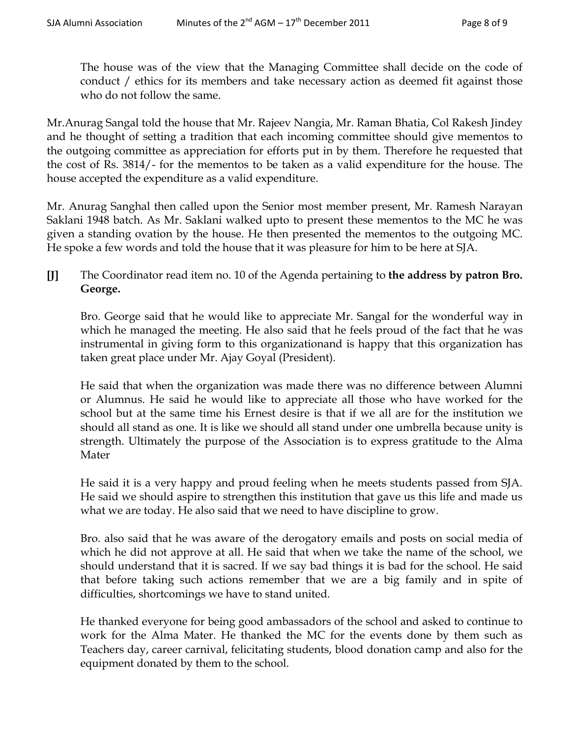The house was of the view that the Managing Committee shall decide on the code of conduct / ethics for its members and take necessary action as deemed fit against those who do not follow the same.

Mr.Anurag Sangal told the house that Mr. Rajeev Nangia, Mr. Raman Bhatia, Col Rakesh Jindey and he thought of setting a tradition that each incoming committee should give mementos to the outgoing committee as appreciation for efforts put in by them. Therefore he requested that the cost of Rs. 3814/- for the mementos to be taken as a valid expenditure for the house. The house accepted the expenditure as a valid expenditure.

Mr. Anurag Sanghal then called upon the Senior most member present, Mr. Ramesh Narayan Saklani 1948 batch. As Mr. Saklani walked upto to present these mementos to the MC he was given a standing ovation by the house. He then presented the mementos to the outgoing MC. He spoke a few words and told the house that it was pleasure for him to be here at SJA.

**[J]** The Coordinator read item no. 10 of the Agenda pertaining to **the address by patron Bro. George.**

Bro. George said that he would like to appreciate Mr. Sangal for the wonderful way in which he managed the meeting. He also said that he feels proud of the fact that he was instrumental in giving form to this organizationand is happy that this organization has taken great place under Mr. Ajay Goyal (President).

He said that when the organization was made there was no difference between Alumni or Alumnus. He said he would like to appreciate all those who have worked for the school but at the same time his Ernest desire is that if we all are for the institution we should all stand as one. It is like we should all stand under one umbrella because unity is strength. Ultimately the purpose of the Association is to express gratitude to the Alma Mater

He said it is a very happy and proud feeling when he meets students passed from SJA. He said we should aspire to strengthen this institution that gave us this life and made us what we are today. He also said that we need to have discipline to grow.

Bro. also said that he was aware of the derogatory emails and posts on social media of which he did not approve at all. He said that when we take the name of the school, we should understand that it is sacred. If we say bad things it is bad for the school. He said that before taking such actions remember that we are a big family and in spite of difficulties, shortcomings we have to stand united.

He thanked everyone for being good ambassadors of the school and asked to continue to work for the Alma Mater. He thanked the MC for the events done by them such as Teachers day, career carnival, felicitating students, blood donation camp and also for the equipment donated by them to the school.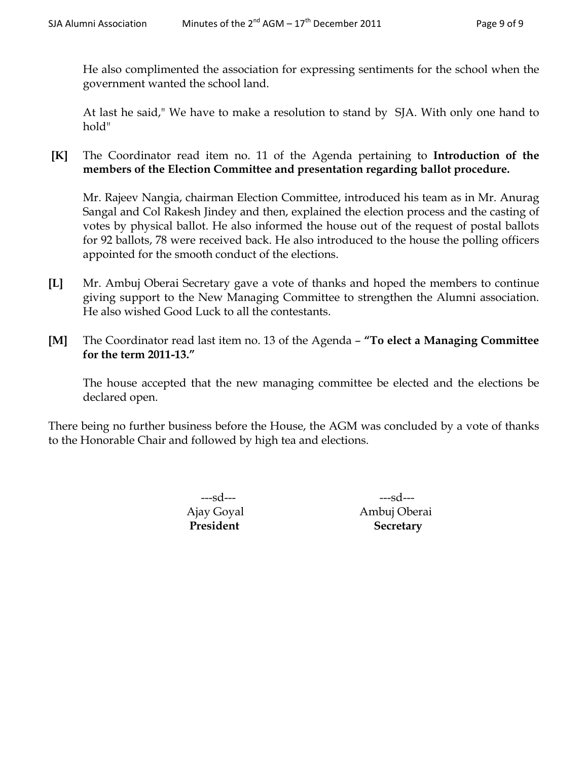He also complimented the association for expressing sentiments for the school when the government wanted the school land.

At last he said," We have to make a resolution to stand by SJA. With only one hand to hold"

**[K]** The Coordinator read item no. 11 of the Agenda pertaining to **Introduction of the members of the Election Committee and presentation regarding ballot procedure.**

Mr. Rajeev Nangia, chairman Election Committee, introduced his team as in Mr. Anurag Sangal and Col Rakesh Jindey and then, explained the election process and the casting of votes by physical ballot. He also informed the house out of the request of postal ballots for 92 ballots, 78 were received back. He also introduced to the house the polling officers appointed for the smooth conduct of the elections.

**[L]** Mr. Ambuj Oberai Secretary gave a vote of thanks and hoped the members to continue giving support to the New Managing Committee to strengthen the Alumni association. He also wished Good Luck to all the contestants.

**[M]** The Coordinator read last item no. 13 of the Agenda – **"To elect a Managing Committee for the term 2011-13."**

The house accepted that the new managing committee be elected and the elections be declared open.

There being no further business before the House, the AGM was concluded by a vote of thanks to the Honorable Chair and followed by high tea and elections.

---sd---
Ajay Goyal
**President**

---sd---
Ambuj Oberai
**Secretary**